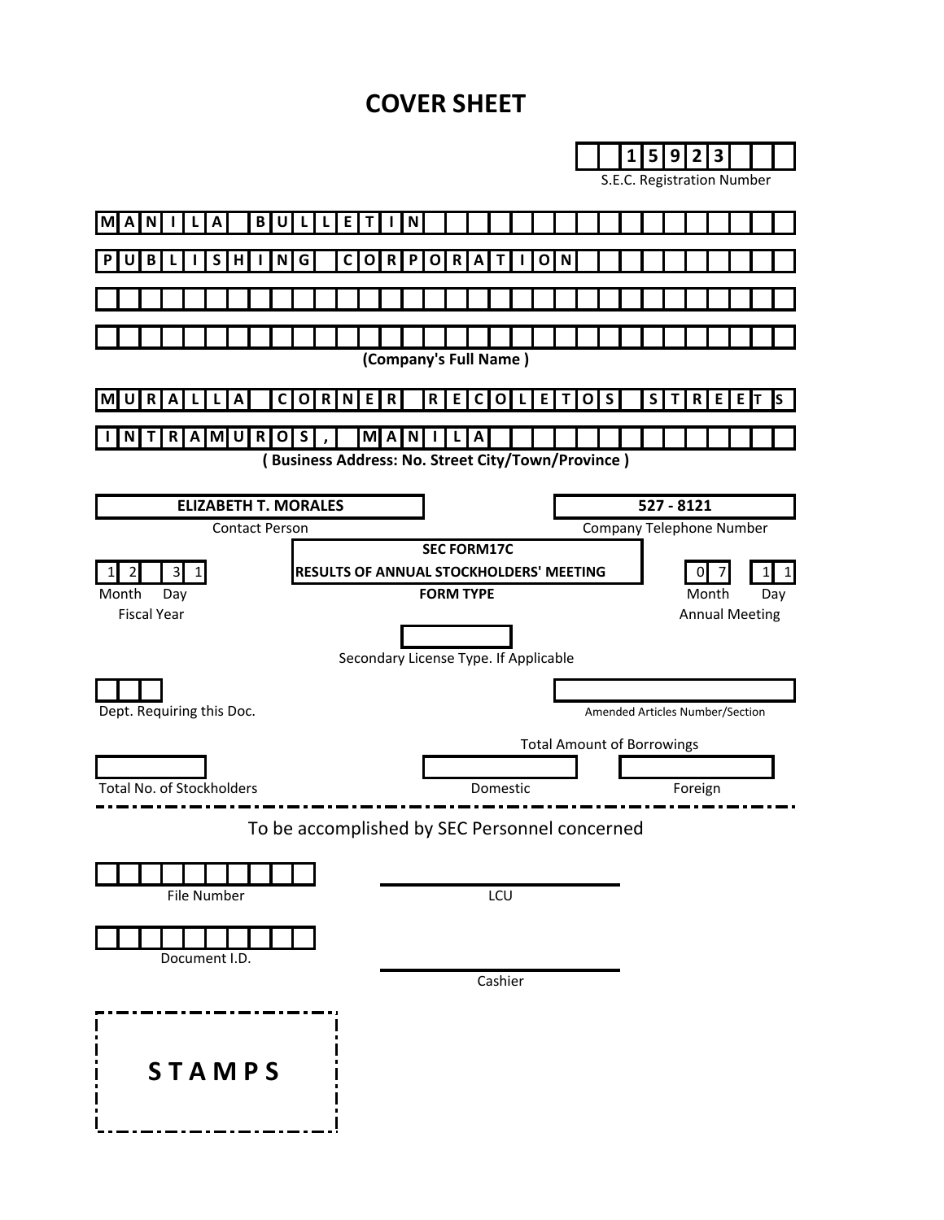# COVER SHEET

**15923**
S.E.C. Registration Number

**MANILA BULLETIN PUBLISHING CORPORATION**
(Company's Full Name)

**MURALLA CORNER RECOLETOS STREETS INTRAMUROS, MANILA**
(Business Address: No. Street City/Town/Province)

**ELIZABETH T. MORALES**
Contact Person

**527 - 8121**
Company Telephone Number

**12 31**
Month Day
Fiscal Year

**SEC FORM17C**
**RESULTS OF ANNUAL STOCKHOLDERS' MEETING**
**FORM TYPE**

**07 11**
Month Day
Annual Meeting

Secondary License Type. If Applicable

Dept. Requiring this Doc.

Amended Articles Number/Section

Total Amount of Borrowings

Total No. of Stockholders

Domestic

Foreign

To be accomplished by SEC Personnel concerned

File Number

LCU

Document I.D.

Cashier

**STAMPS**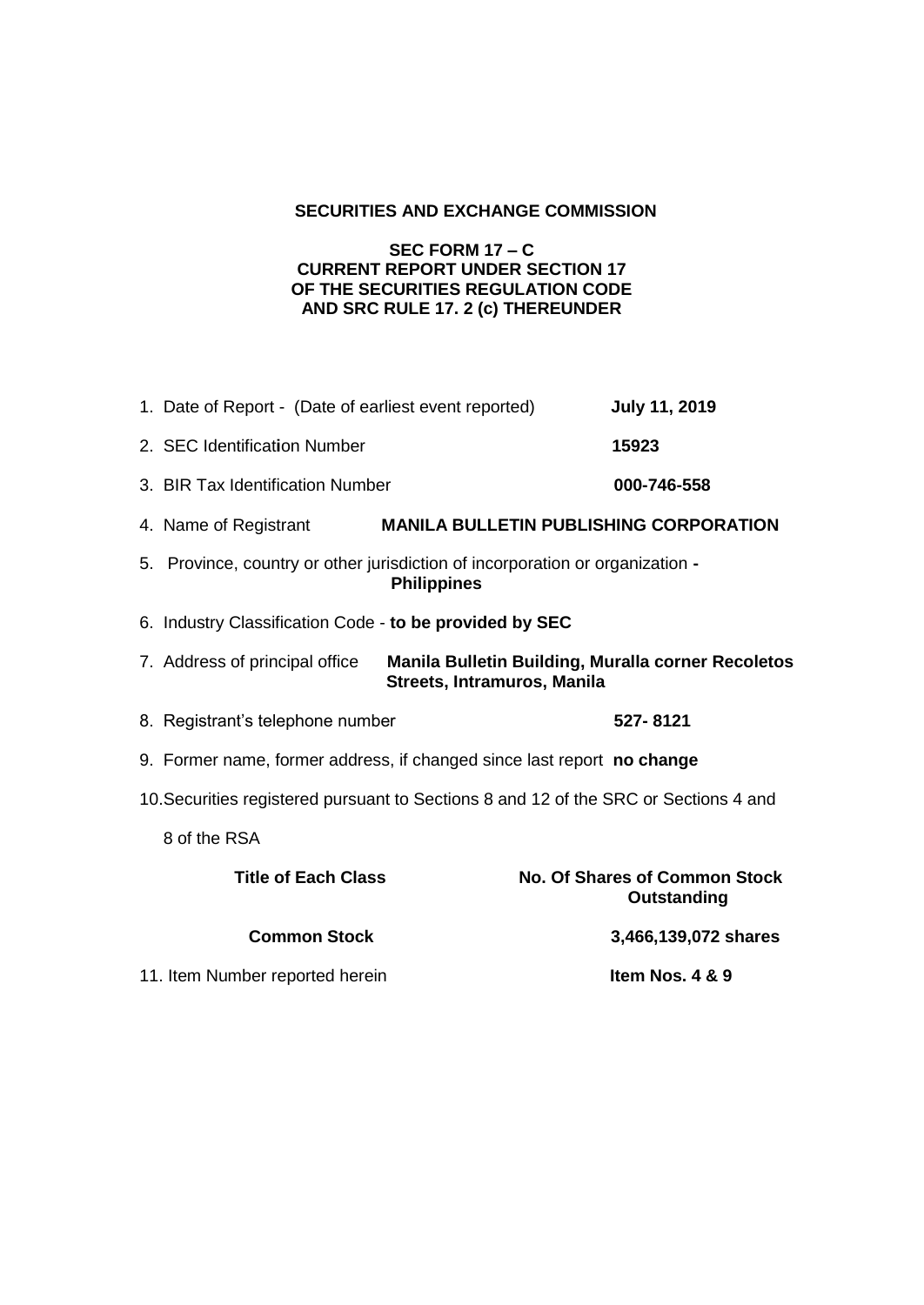**SECURITIES AND EXCHANGE COMMISSION**

**SEC FORM 17 – C**
**CURRENT REPORT UNDER SECTION 17**
**OF THE SECURITIES REGULATION CODE**
**AND SRC RULE 17. 2 (c) THEREUNDER**

1. Date of Report - (Date of earliest event reported) **July 11, 2019**

2. SEC Identification Number **15923**

3. BIR Tax Identification Number **000-746-558**

4. Name of Registrant **MANILA BULLETIN PUBLISHING CORPORATION**

5. Province, country or other jurisdiction of incorporation or organization **- Philippines**

6. Industry Classification Code - **to be provided by SEC**

7. Address of principal office **Manila Bulletin Building, Muralla corner Recoletos Streets, Intramuros, Manila**

8. Registrant's telephone number **527- 8121**

9. Former name, former address, if changed since last report **no change**

10. Securities registered pursuant to Sections 8 and 12 of the SRC or Sections 4 and 8 of the RSA

| Title of Each Class | No. Of Shares of Common Stock Outstanding |
|---|---|
| **Common Stock** | **3,466,139,072 shares** |

11. Item Number reported herein **Item Nos. 4 & 9**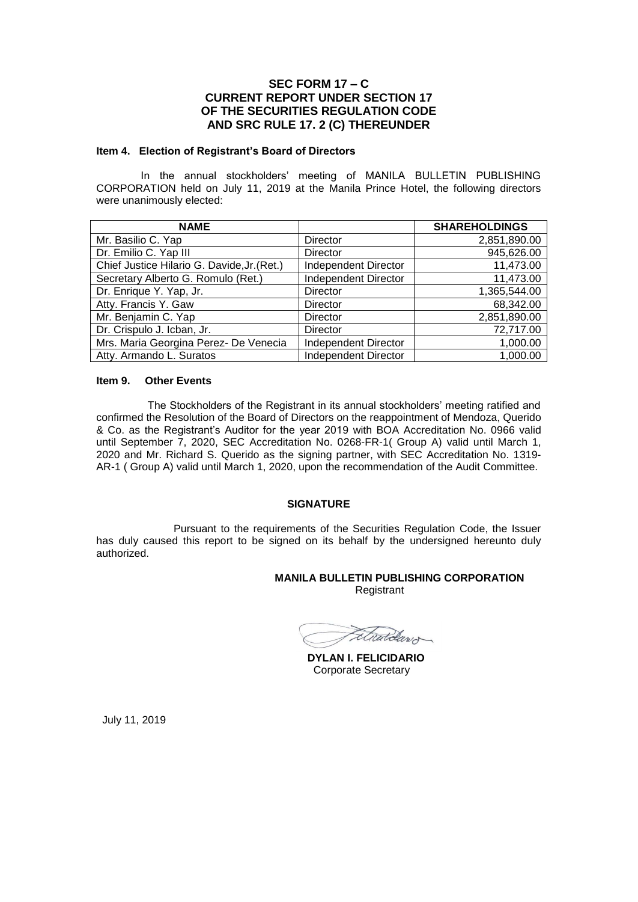# SEC FORM 17 – C
# CURRENT REPORT UNDER SECTION 17 OF THE SECURITIES REGULATION CODE AND SRC RULE 17. 2 (C) THEREUNDER

**Item 4. Election of Registrant's Board of Directors**

In the annual stockholders' meeting of MANILA BULLETIN PUBLISHING CORPORATION held on July 11, 2019 at the Manila Prince Hotel, the following directors were unanimously elected:

| NAME | | SHAREHOLDINGS |
|---|---|---|
| Mr. Basilio C. Yap | Director | 2,851,890.00 |
| Dr. Emilio C. Yap III | Director | 945,626.00 |
| Chief Justice Hilario G. Davide,Jr.(Ret.) | Independent Director | 11,473.00 |
| Secretary Alberto G. Romulo (Ret.) | Independent Director | 11,473.00 |
| Dr. Enrique Y. Yap, Jr. | Director | 1,365,544.00 |
| Atty. Francis Y. Gaw | Director | 68,342.00 |
| Mr. Benjamin C. Yap | Director | 2,851,890.00 |
| Dr. Crispulo J. Icban, Jr. | Director | 72,717.00 |
| Mrs. Maria Georgina Perez- De Venecia | Independent Director | 1,000.00 |
| Atty. Armando L. Suratos | Independent Director | 1,000.00 |

**Item 9. Other Events**

The Stockholders of the Registrant in its annual stockholders' meeting ratified and confirmed the Resolution of the Board of Directors on the reappointment of Mendoza, Querido & Co. as the Registrant's Auditor for the year 2019 with BOA Accreditation No. 0966 valid until September 7, 2020, SEC Accreditation No. 0268-FR-1( Group A) valid until March 1, 2020 and Mr. Richard S. Querido as the signing partner, with SEC Accreditation No. 1319-AR-1 ( Group A) valid until March 1, 2020, upon the recommendation of the Audit Committee.

**SIGNATURE**

Pursuant to the requirements of the Securities Regulation Code, the Issuer has duly caused this report to be signed on its behalf by the undersigned hereunto duly authorized.

**MANILA BULLETIN PUBLISHING CORPORATION**
Registrant

**DYLAN I. FELICIDARIO**
Corporate Secretary

July 11, 2019